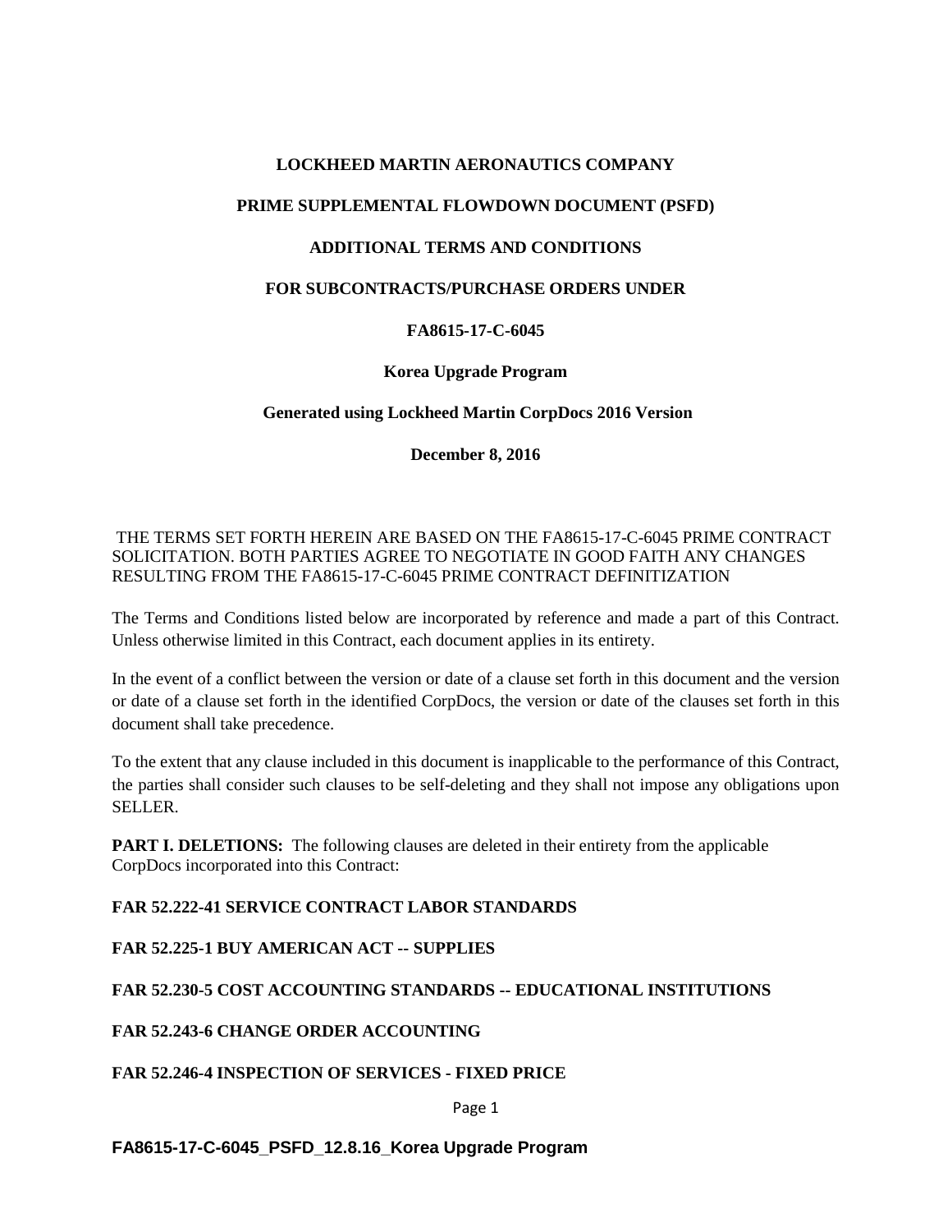# LOCKHEED MARTIN AERONAUTICS COMPANY

## PRIME SUPPLEMENTAL FLOWDOWN DOCUMENT (PSFD)

## ADDITIONAL TERMS AND CONDITIONS

## FOR SUBCONTRACTS/PURCHASE ORDERS UNDER

## FA8615-17-C-6045

## Korea Upgrade Program

**Generated using Lockheed Martin CorpDocs 2016 Version**

**December 8, 2016**

THE TERMS SET FORTH HEREIN ARE BASED ON THE FA8615-17-C-6045 PRIME CONTRACT SOLICITATION. BOTH PARTIES AGREE TO NEGOTIATE IN GOOD FAITH ANY CHANGES RESULTING FROM THE FA8615-17-C-6045 PRIME CONTRACT DEFINITIZATION

The Terms and Conditions listed below are incorporated by reference and made a part of this Contract. Unless otherwise limited in this Contract, each document applies in its entirety.

In the event of a conflict between the version or date of a clause set forth in this document and the version or date of a clause set forth in the identified CorpDocs, the version or date of the clauses set forth in this document shall take precedence.

To the extent that any clause included in this document is inapplicable to the performance of this Contract, the parties shall consider such clauses to be self-deleting and they shall not impose any obligations upon SELLER.

**PART I. DELETIONS:** The following clauses are deleted in their entirety from the applicable CorpDocs incorporated into this Contract:

**FAR 52.222-41 SERVICE CONTRACT LABOR STANDARDS**

**FAR 52.225-1 BUY AMERICAN ACT -- SUPPLIES**

**FAR 52.230-5 COST ACCOUNTING STANDARDS -- EDUCATIONAL INSTITUTIONS**

**FAR 52.243-6 CHANGE ORDER ACCOUNTING**

**FAR 52.246-4 INSPECTION OF SERVICES - FIXED PRICE**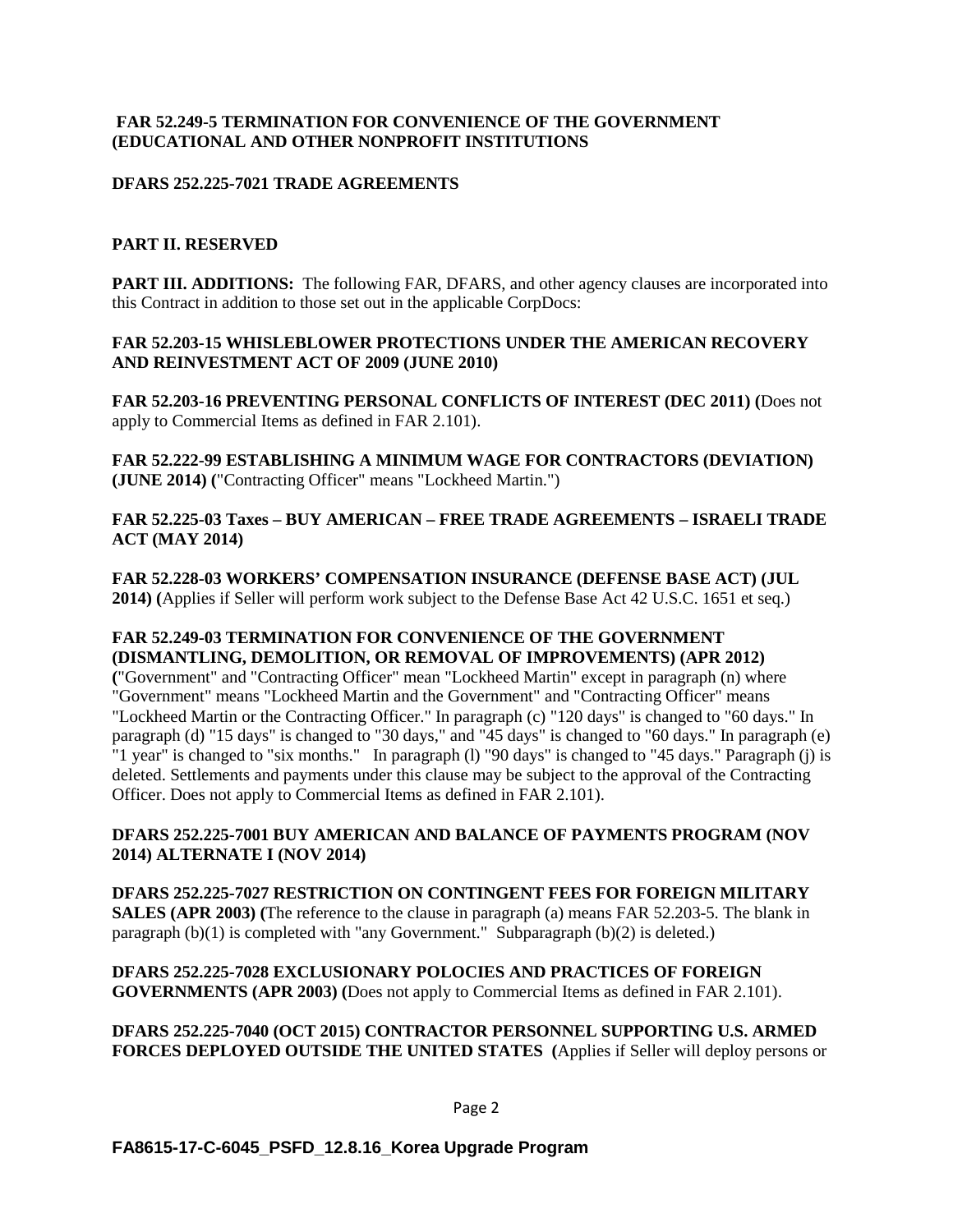**FAR 52.249-5 TERMINATION FOR CONVENIENCE OF THE GOVERNMENT (EDUCATIONAL AND OTHER NONPROFIT INSTITUTIONS**

**DFARS 252.225-7021 TRADE AGREEMENTS**

**PART II. RESERVED**

**PART III. ADDITIONS:** The following FAR, DFARS, and other agency clauses are incorporated into this Contract in addition to those set out in the applicable CorpDocs:

**FAR 52.203-15 WHISLEBLOWER PROTECTIONS UNDER THE AMERICAN RECOVERY AND REINVESTMENT ACT OF 2009 (JUNE 2010)**

**FAR 52.203-16 PREVENTING PERSONAL CONFLICTS OF INTEREST (DEC 2011) (**Does not apply to Commercial Items as defined in FAR 2.101).

**FAR 52.222-99 ESTABLISHING A MINIMUM WAGE FOR CONTRACTORS (DEVIATION) (JUNE 2014) (**"Contracting Officer" means "Lockheed Martin.")

**FAR 52.225-03 Taxes – BUY AMERICAN – FREE TRADE AGREEMENTS – ISRAELI TRADE ACT (MAY 2014)**

**FAR 52.228-03 WORKERS' COMPENSATION INSURANCE (DEFENSE BASE ACT) (JUL 2014) (**Applies if Seller will perform work subject to the Defense Base Act 42 U.S.C. 1651 et seq.)

**FAR 52.249-03 TERMINATION FOR CONVENIENCE OF THE GOVERNMENT (DISMANTLING, DEMOLITION, OR REMOVAL OF IMPROVEMENTS) (APR 2012) (**"Government" and "Contracting Officer" mean "Lockheed Martin" except in paragraph (n) where "Government" means "Lockheed Martin and the Government" and "Contracting Officer" means "Lockheed Martin or the Contracting Officer." In paragraph (c) "120 days" is changed to "60 days." In paragraph (d) "15 days" is changed to "30 days," and "45 days" is changed to "60 days." In paragraph (e) "1 year" is changed to "six months." In paragraph (l) "90 days" is changed to "45 days." Paragraph (j) is deleted. Settlements and payments under this clause may be subject to the approval of the Contracting Officer. Does not apply to Commercial Items as defined in FAR 2.101).

**DFARS 252.225-7001 BUY AMERICAN AND BALANCE OF PAYMENTS PROGRAM (NOV 2014) ALTERNATE I (NOV 2014)**

**DFARS 252.225-7027 RESTRICTION ON CONTINGENT FEES FOR FOREIGN MILITARY SALES (APR 2003) (**The reference to the clause in paragraph (a) means FAR 52.203-5. The blank in paragraph (b)(1) is completed with "any Government." Subparagraph (b)(2) is deleted.)

**DFARS 252.225-7028 EXCLUSIONARY POLOCIES AND PRACTICES OF FOREIGN GOVERNMENTS (APR 2003) (**Does not apply to Commercial Items as defined in FAR 2.101).

**DFARS 252.225-7040 (OCT 2015) CONTRACTOR PERSONNEL SUPPORTING U.S. ARMED FORCES DEPLOYED OUTSIDE THE UNITED STATES (**Applies if Seller will deploy persons or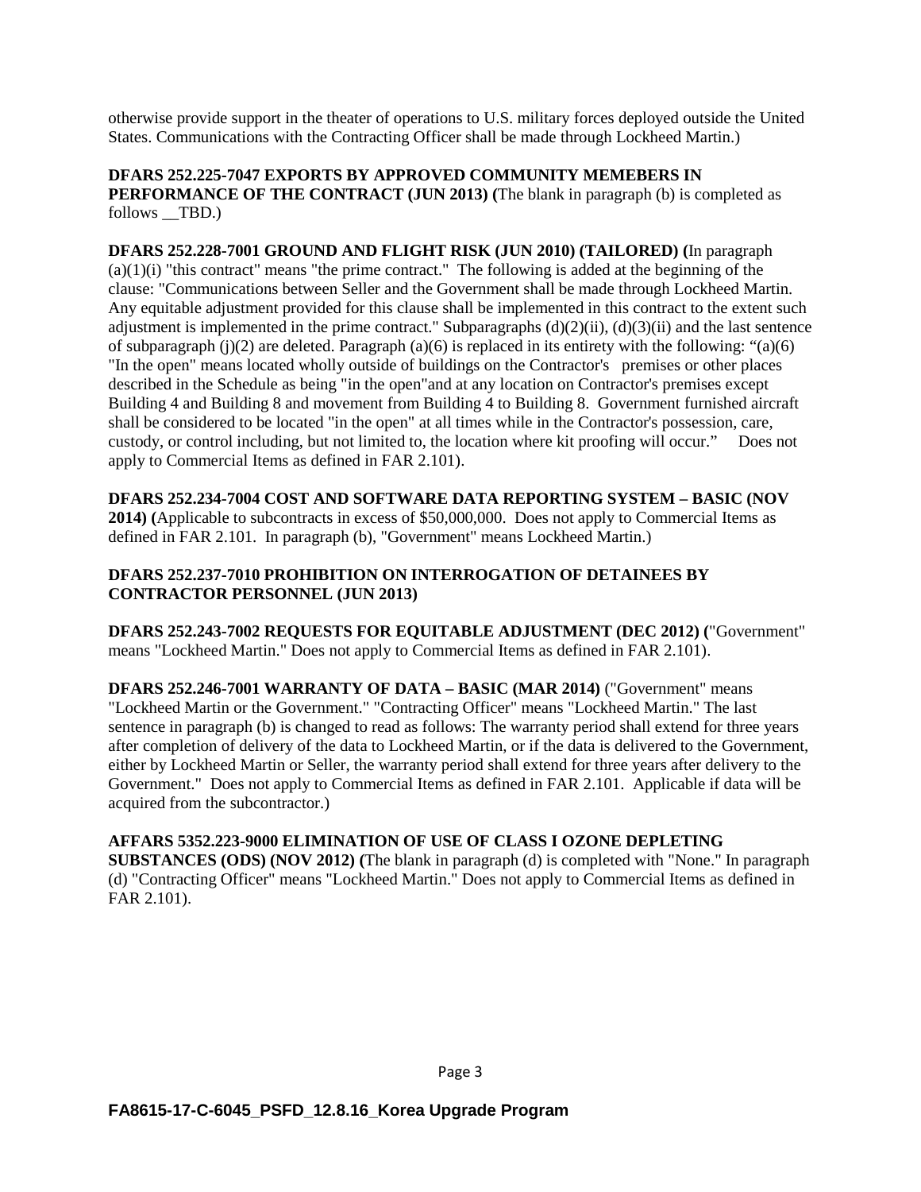otherwise provide support in the theater of operations to U.S. military forces deployed outside the United States. Communications with the Contracting Officer shall be made through Lockheed Martin.)

**DFARS 252.225-7047 EXPORTS BY APPROVED COMMUNITY MEMEBERS IN PERFORMANCE OF THE CONTRACT (JUN 2013) (**The blank in paragraph (b) is completed as follows __TBD.)

**DFARS 252.228-7001 GROUND AND FLIGHT RISK (JUN 2010) (TAILORED) (**In paragraph (a)(1)(i) "this contract" means "the prime contract." The following is added at the beginning of the clause: "Communications between Seller and the Government shall be made through Lockheed Martin. Any equitable adjustment provided for this clause shall be implemented in this contract to the extent such adjustment is implemented in the prime contract." Subparagraphs (d)(2)(ii), (d)(3)(ii) and the last sentence of subparagraph (j)(2) are deleted. Paragraph (a)(6) is replaced in its entirety with the following: "(a)(6) "In the open" means located wholly outside of buildings on the Contractor's premises or other places described in the Schedule as being "in the open"and at any location on Contractor's premises except Building 4 and Building 8 and movement from Building 4 to Building 8. Government furnished aircraft shall be considered to be located "in the open" at all times while in the Contractor's possession, care, custody, or control including, but not limited to, the location where kit proofing will occur." Does not apply to Commercial Items as defined in FAR 2.101).

**DFARS 252.234-7004 COST AND SOFTWARE DATA REPORTING SYSTEM – BASIC (NOV 2014) (**Applicable to subcontracts in excess of $50,000,000. Does not apply to Commercial Items as defined in FAR 2.101. In paragraph (b), "Government" means Lockheed Martin.)

**DFARS 252.237-7010 PROHIBITION ON INTERROGATION OF DETAINEES BY CONTRACTOR PERSONNEL (JUN 2013)**

**DFARS 252.243-7002 REQUESTS FOR EQUITABLE ADJUSTMENT (DEC 2012) (**"Government" means "Lockheed Martin." Does not apply to Commercial Items as defined in FAR 2.101).

**DFARS 252.246-7001 WARRANTY OF DATA – BASIC (MAR 2014)** ("Government" means "Lockheed Martin or the Government." "Contracting Officer" means "Lockheed Martin." The last sentence in paragraph (b) is changed to read as follows: The warranty period shall extend for three years after completion of delivery of the data to Lockheed Martin, or if the data is delivered to the Government, either by Lockheed Martin or Seller, the warranty period shall extend for three years after delivery to the Government." Does not apply to Commercial Items as defined in FAR 2.101. Applicable if data will be acquired from the subcontractor.)

**AFFARS 5352.223-9000 ELIMINATION OF USE OF CLASS I OZONE DEPLETING SUBSTANCES (ODS) (NOV 2012) (**The blank in paragraph (d) is completed with "None." In paragraph (d) "Contracting Officer" means "Lockheed Martin." Does not apply to Commercial Items as defined in FAR 2.101).